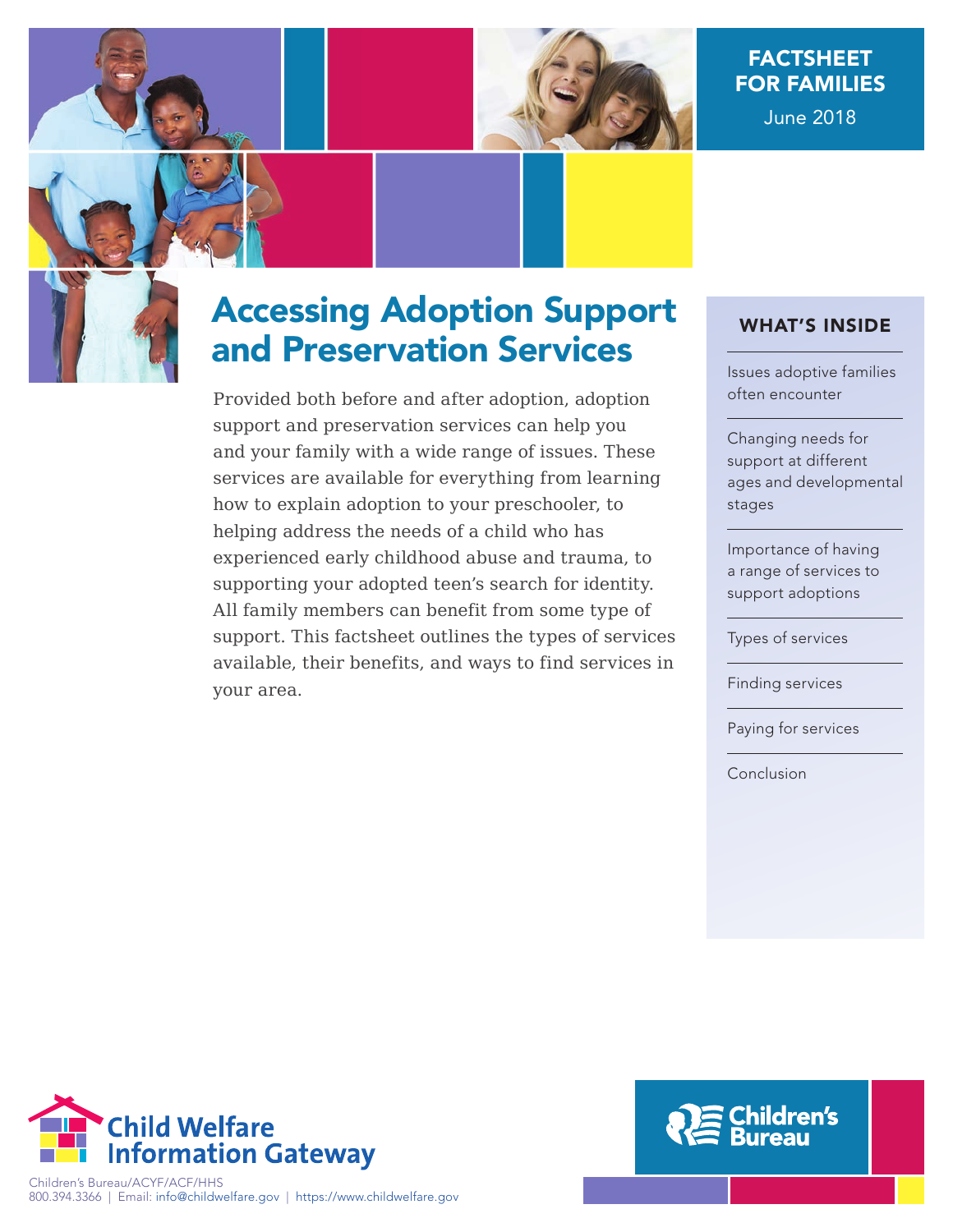FACTSHEET FOR FAMILIES

June 2018

# Accessing Adoption Support and Preservation Services

Provided both before and after adoption, adoption support and preservation services can help you and your family with a wide range of issues. These services are available for everything from learning how to explain adoption to your preschooler, to helping address the needs of a child who has experienced early childhood abuse and trauma, to supporting your adopted teen's search for identity. All family members can benefit from some type of support. This factsheet outlines the types of services available, their benefits, and ways to find services in your area.

## WHAT'S INSIDE

- Issues adoptive families often encounter
- Changing needs for support at different ages and developmental stages
- Importance of having a range of services to support adoptions
- Types of services
- Finding services
- Paying for services
- Conclusion

Child Welfare Information Gateway

Children's Bureau/ACYF/ACF/HHS
800.394.3366 | Email: info@childwelfare.gov | https://www.childwelfare.gov

Children's Bureau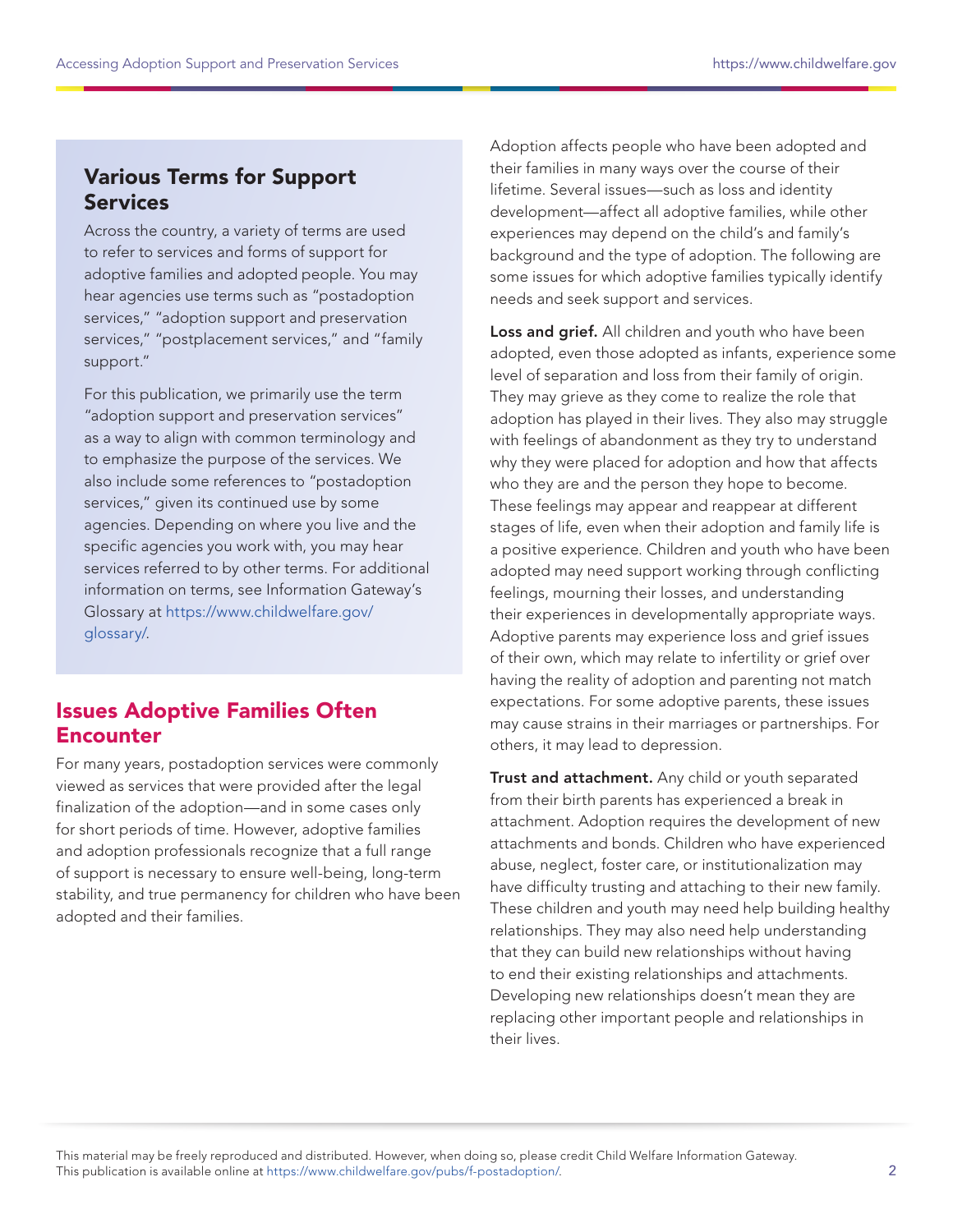## Various Terms for Support Services

Across the country, a variety of terms are used to refer to services and forms of support for adoptive families and adopted people. You may hear agencies use terms such as "postadoption services," "adoption support and preservation services," "postplacement services," and "family support."

For this publication, we primarily use the term "adoption support and preservation services" as a way to align with common terminology and to emphasize the purpose of the services. We also include some references to "postadoption services," given its continued use by some agencies. Depending on where you live and the specific agencies you work with, you may hear services referred to by other terms. For additional information on terms, see Information Gateway's Glossary at https://www.childwelfare.gov/glossary/.

## Issues Adoptive Families Often Encounter

For many years, postadoption services were commonly viewed as services that were provided after the legal finalization of the adoption—and in some cases only for short periods of time. However, adoptive families and adoption professionals recognize that a full range of support is necessary to ensure well-being, long-term stability, and true permanency for children who have been adopted and their families.

Adoption affects people who have been adopted and their families in many ways over the course of their lifetime. Several issues—such as loss and identity development—affect all adoptive families, while other experiences may depend on the child's and family's background and the type of adoption. The following are some issues for which adoptive families typically identify needs and seek support and services.

**Loss and grief.** All children and youth who have been adopted, even those adopted as infants, experience some level of separation and loss from their family of origin. They may grieve as they come to realize the role that adoption has played in their lives. They also may struggle with feelings of abandonment as they try to understand why they were placed for adoption and how that affects who they are and the person they hope to become. These feelings may appear and reappear at different stages of life, even when their adoption and family life is a positive experience. Children and youth who have been adopted may need support working through conflicting feelings, mourning their losses, and understanding their experiences in developmentally appropriate ways. Adoptive parents may experience loss and grief issues of their own, which may relate to infertility or grief over having the reality of adoption and parenting not match expectations. For some adoptive parents, these issues may cause strains in their marriages or partnerships. For others, it may lead to depression.

**Trust and attachment.** Any child or youth separated from their birth parents has experienced a break in attachment. Adoption requires the development of new attachments and bonds. Children who have experienced abuse, neglect, foster care, or institutionalization may have difficulty trusting and attaching to their new family. These children and youth may need help building healthy relationships. They may also need help understanding that they can build new relationships without having to end their existing relationships and attachments. Developing new relationships doesn't mean they are replacing other important people and relationships in their lives.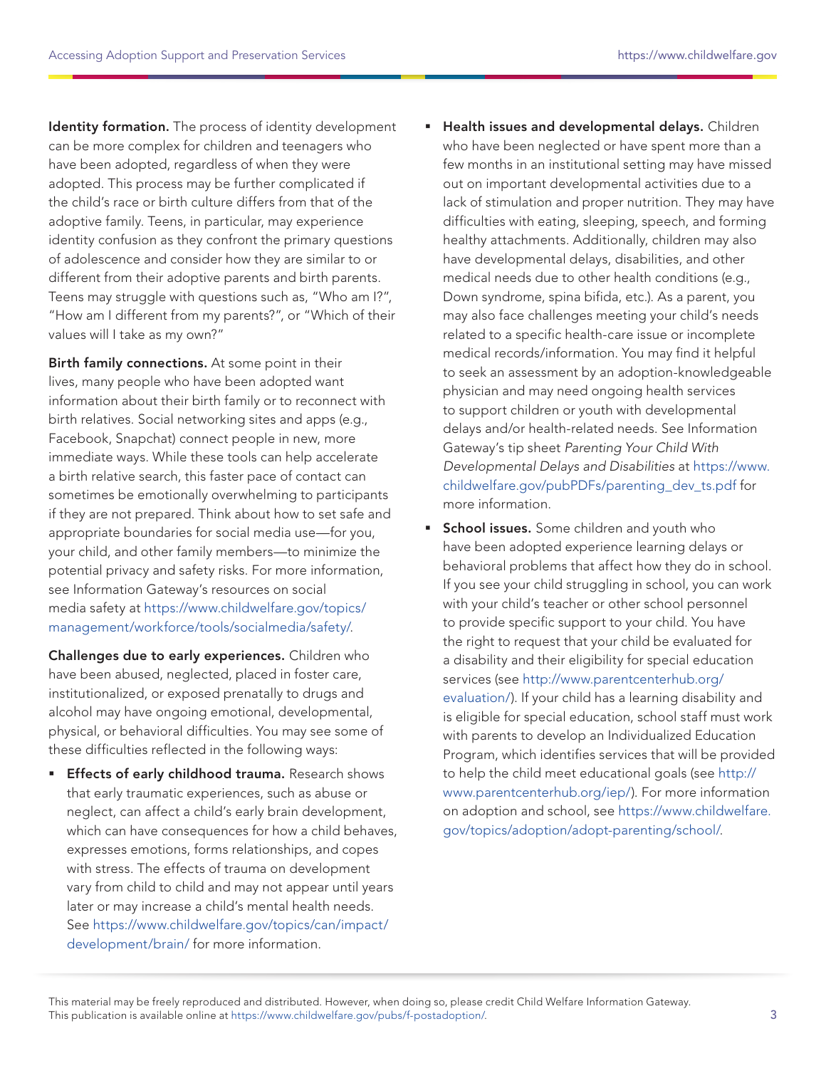**Identity formation.** The process of identity development can be more complex for children and teenagers who have been adopted, regardless of when they were adopted. This process may be further complicated if the child's race or birth culture differs from that of the adoptive family. Teens, in particular, may experience identity confusion as they confront the primary questions of adolescence and consider how they are similar to or different from their adoptive parents and birth parents. Teens may struggle with questions such as, "Who am I?", "How am I different from my parents?", or "Which of their values will I take as my own?"

**Birth family connections.** At some point in their lives, many people who have been adopted want information about their birth family or to reconnect with birth relatives. Social networking sites and apps (e.g., Facebook, Snapchat) connect people in new, more immediate ways. While these tools can help accelerate a birth relative search, this faster pace of contact can sometimes be emotionally overwhelming to participants if they are not prepared. Think about how to set safe and appropriate boundaries for social media use—for you, your child, and other family members—to minimize the potential privacy and safety risks. For more information, see Information Gateway's resources on social media safety at https://www.childwelfare.gov/topics/management/workforce/tools/socialmedia/safety/.

**Challenges due to early experiences.** Children who have been abused, neglected, placed in foster care, institutionalized, or exposed prenatally to drugs and alcohol may have ongoing emotional, developmental, physical, or behavioral difficulties. You may see some of these difficulties reflected in the following ways:

- **Effects of early childhood trauma.** Research shows that early traumatic experiences, such as abuse or neglect, can affect a child's early brain development, which can have consequences for how a child behaves, expresses emotions, forms relationships, and copes with stress. The effects of trauma on development vary from child to child and may not appear until years later or may increase a child's mental health needs. See https://www.childwelfare.gov/topics/can/impact/development/brain/ for more information.
- **Health issues and developmental delays.** Children who have been neglected or have spent more than a few months in an institutional setting may have missed out on important developmental activities due to a lack of stimulation and proper nutrition. They may have difficulties with eating, sleeping, speech, and forming healthy attachments. Additionally, children may also have developmental delays, disabilities, and other medical needs due to other health conditions (e.g., Down syndrome, spina bifida, etc.). As a parent, you may also face challenges meeting your child's needs related to a specific health-care issue or incomplete medical records/information. You may find it helpful to seek an assessment by an adoption-knowledgeable physician and may need ongoing health services to support children or youth with developmental delays and/or health-related needs. See Information Gateway's tip sheet *Parenting Your Child With Developmental Delays and Disabilities* at https://www.childwelfare.gov/pubPDFs/parenting_dev_ts.pdf for more information.
- **School issues.** Some children and youth who have been adopted experience learning delays or behavioral problems that affect how they do in school. If you see your child struggling in school, you can work with your child's teacher or other school personnel to provide specific support to your child. You have the right to request that your child be evaluated for a disability and their eligibility for special education services (see http://www.parentcenterhub.org/evaluation/). If your child has a learning disability and is eligible for special education, school staff must work with parents to develop an Individualized Education Program, which identifies services that will be provided to help the child meet educational goals (see http://www.parentcenterhub.org/iep/). For more information on adoption and school, see https://www.childwelfare.gov/topics/adoption/adopt-parenting/school/.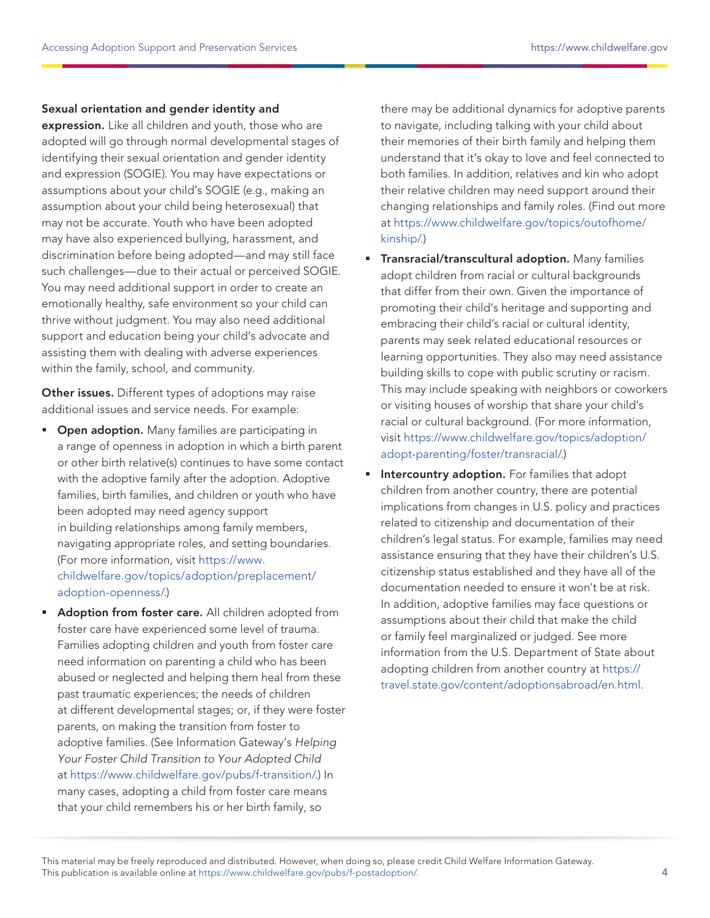**Sexual orientation and gender identity and expression.** Like all children and youth, those who are adopted will go through normal developmental stages of identifying their sexual orientation and gender identity and expression (SOGIE). You may have expectations or assumptions about your child's SOGIE (e.g., making an assumption about your child being heterosexual) that may not be accurate. Youth who have been adopted may have also experienced bullying, harassment, and discrimination before being adopted—and may still face such challenges—due to their actual or perceived SOGIE. You may need additional support in order to create an emotionally healthy, safe environment so your child can thrive without judgment. You may also need additional support and education being your child's advocate and assisting them with dealing with adverse experiences within the family, school, and community.

**Other issues.** Different types of adoptions may raise additional issues and service needs. For example:

- **Open adoption.** Many families are participating in a range of openness in adoption in which a birth parent or other birth relative(s) continues to have some contact with the adoptive family after the adoption. Adoptive families, birth families, and children or youth who have been adopted may need agency support in building relationships among family members, navigating appropriate roles, and setting boundaries. (For more information, visit https://www.childwelfare.gov/topics/adoption/preplacement/adoption-openness/.)
- **Adoption from foster care.** All children adopted from foster care have experienced some level of trauma. Families adopting children and youth from foster care need information on parenting a child who has been abused or neglected and helping them heal from these past traumatic experiences; the needs of children at different developmental stages; or, if they were foster parents, on making the transition from foster to adoptive families. (See Information Gateway's *Helping Your Foster Child Transition to Your Adopted Child* at https://www.childwelfare.gov/pubs/f-transition/.) In many cases, adopting a child from foster care means that your child remembers his or her birth family, so there may be additional dynamics for adoptive parents to navigate, including talking with your child about their memories of their birth family and helping them understand that it's okay to love and feel connected to both families. In addition, relatives and kin who adopt their relative children may need support around their changing relationships and family roles. (Find out more at https://www.childwelfare.gov/topics/outofhome/kinship/.)
- **Transracial/transcultural adoption.** Many families adopt children from racial or cultural backgrounds that differ from their own. Given the importance of promoting their child's heritage and supporting and embracing their child's racial or cultural identity, parents may seek related educational resources or learning opportunities. They also may need assistance building skills to cope with public scrutiny or racism. This may include speaking with neighbors or coworkers or visiting houses of worship that share your child's racial or cultural background. (For more information, visit https://www.childwelfare.gov/topics/adoption/adopt-parenting/foster/transracial/.)
- **Intercountry adoption.** For families that adopt children from another country, there are potential implications from changes in U.S. policy and practices related to citizenship and documentation of their children's legal status. For example, families may need assistance ensuring that they have their children's U.S. citizenship status established and they have all of the documentation needed to ensure it won't be at risk. In addition, adoptive families may face questions or assumptions about their child that make the child or family feel marginalized or judged. See more information from the U.S. Department of State about adopting children from another country at https://travel.state.gov/content/adoptionsabroad/en.html.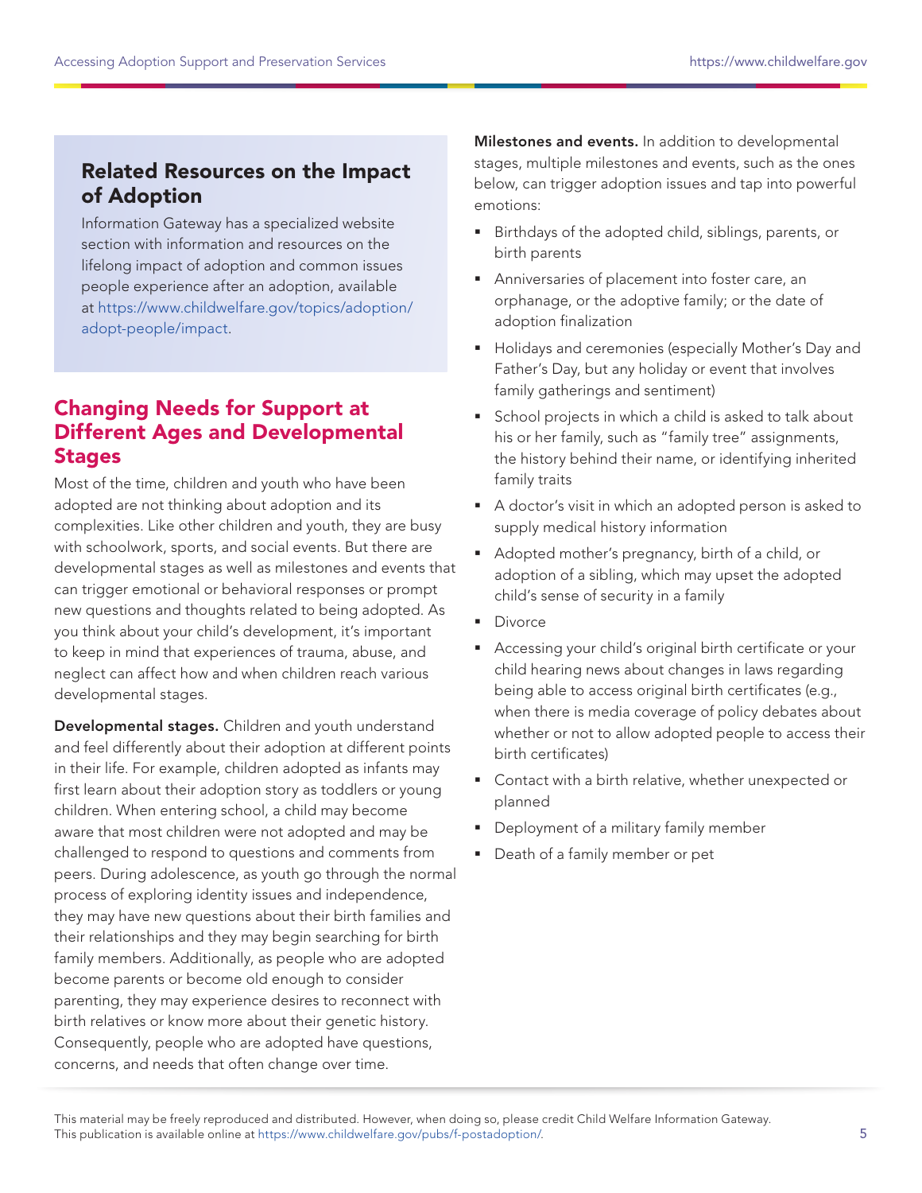## Related Resources on the Impact of Adoption

Information Gateway has a specialized website section with information and resources on the lifelong impact of adoption and common issues people experience after an adoption, available at https://www.childwelfare.gov/topics/adoption/adopt-people/impact.

## Changing Needs for Support at Different Ages and Developmental Stages

Most of the time, children and youth who have been adopted are not thinking about adoption and its complexities. Like other children and youth, they are busy with schoolwork, sports, and social events. But there are developmental stages as well as milestones and events that can trigger emotional or behavioral responses or prompt new questions and thoughts related to being adopted. As you think about your child's development, it's important to keep in mind that experiences of trauma, abuse, and neglect can affect how and when children reach various developmental stages.

**Developmental stages.** Children and youth understand and feel differently about their adoption at different points in their life. For example, children adopted as infants may first learn about their adoption story as toddlers or young children. When entering school, a child may become aware that most children were not adopted and may be challenged to respond to questions and comments from peers. During adolescence, as youth go through the normal process of exploring identity issues and independence, they may have new questions about their birth families and their relationships and they may begin searching for birth family members. Additionally, as people who are adopted become parents or become old enough to consider parenting, they may experience desires to reconnect with birth relatives or know more about their genetic history. Consequently, people who are adopted have questions, concerns, and needs that often change over time.

**Milestones and events.** In addition to developmental stages, multiple milestones and events, such as the ones below, can trigger adoption issues and tap into powerful emotions:

- Birthdays of the adopted child, siblings, parents, or birth parents
- Anniversaries of placement into foster care, an orphanage, or the adoptive family; or the date of adoption finalization
- Holidays and ceremonies (especially Mother's Day and Father's Day, but any holiday or event that involves family gatherings and sentiment)
- School projects in which a child is asked to talk about his or her family, such as "family tree" assignments, the history behind their name, or identifying inherited family traits
- A doctor's visit in which an adopted person is asked to supply medical history information
- Adopted mother's pregnancy, birth of a child, or adoption of a sibling, which may upset the adopted child's sense of security in a family
- Divorce
- Accessing your child's original birth certificate or your child hearing news about changes in laws regarding being able to access original birth certificates (e.g., when there is media coverage of policy debates about whether or not to allow adopted people to access their birth certificates)
- Contact with a birth relative, whether unexpected or planned
- Deployment of a military family member
- Death of a family member or pet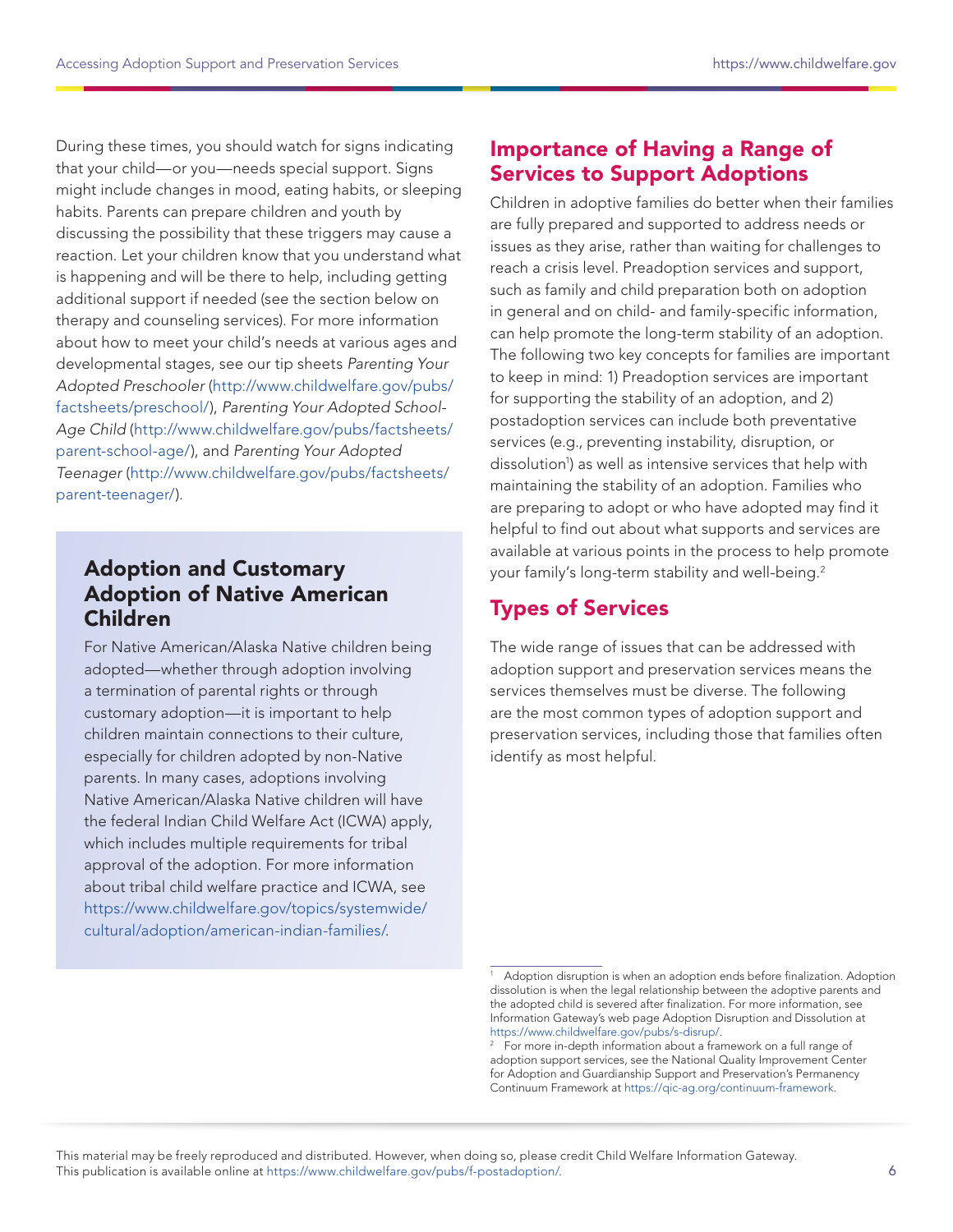During these times, you should watch for signs indicating that your child—or you—needs special support. Signs might include changes in mood, eating habits, or sleeping habits. Parents can prepare children and youth by discussing the possibility that these triggers may cause a reaction. Let your children know that you understand what is happening and will be there to help, including getting additional support if needed (see the section below on therapy and counseling services). For more information about how to meet your child's needs at various ages and developmental stages, see our tip sheets *Parenting Your Adopted Preschooler* (http://www.childwelfare.gov/pubs/factsheets/preschool/), *Parenting Your Adopted School-Age Child* (http://www.childwelfare.gov/pubs/factsheets/parent-school-age/), and *Parenting Your Adopted Teenager* (http://www.childwelfare.gov/pubs/factsheets/parent-teenager/).

### Adoption and Customary Adoption of Native American Children

For Native American/Alaska Native children being adopted—whether through adoption involving a termination of parental rights or through customary adoption—it is important to help children maintain connections to their culture, especially for children adopted by non-Native parents. In many cases, adoptions involving Native American/Alaska Native children will have the federal Indian Child Welfare Act (ICWA) apply, which includes multiple requirements for tribal approval of the adoption. For more information about tribal child welfare practice and ICWA, see https://www.childwelfare.gov/topics/systemwide/cultural/adoption/american-indian-families/.

## Importance of Having a Range of Services to Support Adoptions

Children in adoptive families do better when their families are fully prepared and supported to address needs or issues as they arise, rather than waiting for challenges to reach a crisis level. Preadoption services and support, such as family and child preparation both on adoption in general and on child- and family-specific information, can help promote the long-term stability of an adoption. The following two key concepts for families are important to keep in mind: 1) Preadoption services are important for supporting the stability of an adoption, and 2) postadoption services can include both preventative services (e.g., preventing instability, disruption, or dissolution[1]) as well as intensive services that help with maintaining the stability of an adoption. Families who are preparing to adopt or who have adopted may find it helpful to find out about what supports and services are available at various points in the process to help promote your family's long-term stability and well-being.[2]

## Types of Services

The wide range of issues that can be addressed with adoption support and preservation services means the services themselves must be diverse. The following are the most common types of adoption support and preservation services, including those that families often identify as most helpful.

---

[1] Adoption disruption is when an adoption ends before finalization. Adoption dissolution is when the legal relationship between the adoptive parents and the adopted child is severed after finalization. For more information, see Information Gateway's web page Adoption Disruption and Dissolution at https://www.childwelfare.gov/pubs/s-disrup/.

[2] For more in-depth information about a framework on a full range of adoption support services, see the National Quality Improvement Center for Adoption and Guardianship Support and Preservation's Permanency Continuum Framework at https://qic-ag.org/continuum-framework.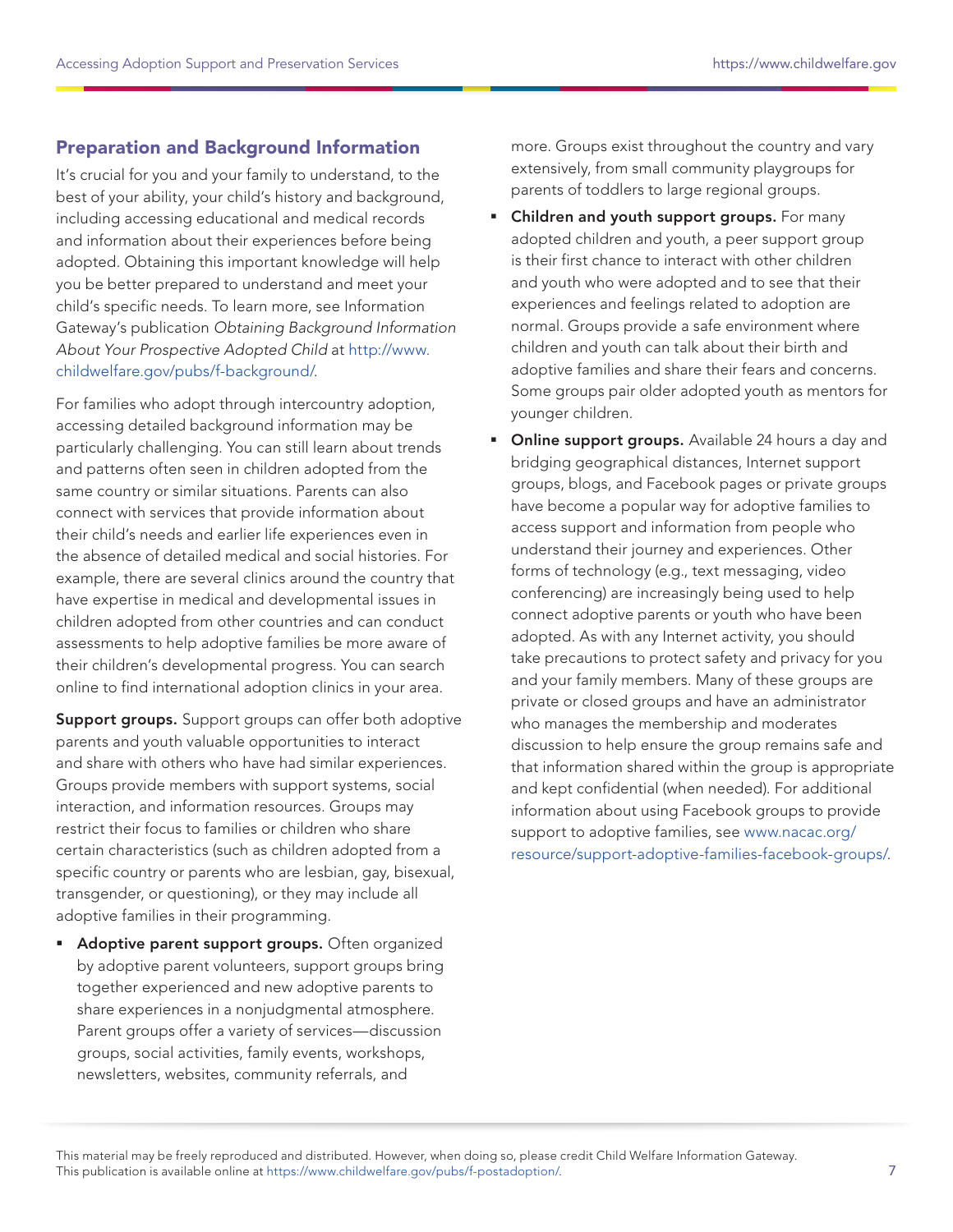## Preparation and Background Information

It's crucial for you and your family to understand, to the best of your ability, your child's history and background, including accessing educational and medical records and information about their experiences before being adopted. Obtaining this important knowledge will help you be better prepared to understand and meet your child's specific needs. To learn more, see Information Gateway's publication *Obtaining Background Information About Your Prospective Adopted Child* at http://www.childwelfare.gov/pubs/f-background/.

For families who adopt through intercountry adoption, accessing detailed background information may be particularly challenging. You can still learn about trends and patterns often seen in children adopted from the same country or similar situations. Parents can also connect with services that provide information about their child's needs and earlier life experiences even in the absence of detailed medical and social histories. For example, there are several clinics around the country that have expertise in medical and developmental issues in children adopted from other countries and can conduct assessments to help adoptive families be more aware of their children's developmental progress. You can search online to find international adoption clinics in your area.

**Support groups.** Support groups can offer both adoptive parents and youth valuable opportunities to interact and share with others who have had similar experiences. Groups provide members with support systems, social interaction, and information resources. Groups may restrict their focus to families or children who share certain characteristics (such as children adopted from a specific country or parents who are lesbian, gay, bisexual, transgender, or questioning), or they may include all adoptive families in their programming.

- **Adoptive parent support groups.** Often organized by adoptive parent volunteers, support groups bring together experienced and new adoptive parents to share experiences in a nonjudgmental atmosphere. Parent groups offer a variety of services—discussion groups, social activities, family events, workshops, newsletters, websites, community referrals, and more. Groups exist throughout the country and vary extensively, from small community playgroups for parents of toddlers to large regional groups.
- **Children and youth support groups.** For many adopted children and youth, a peer support group is their first chance to interact with other children and youth who were adopted and to see that their experiences and feelings related to adoption are normal. Groups provide a safe environment where children and youth can talk about their birth and adoptive families and share their fears and concerns. Some groups pair older adopted youth as mentors for younger children.
- **Online support groups.** Available 24 hours a day and bridging geographical distances, Internet support groups, blogs, and Facebook pages or private groups have become a popular way for adoptive families to access support and information from people who understand their journey and experiences. Other forms of technology (e.g., text messaging, video conferencing) are increasingly being used to help connect adoptive parents or youth who have been adopted. As with any Internet activity, you should take precautions to protect safety and privacy for you and your family members. Many of these groups are private or closed groups and have an administrator who manages the membership and moderates discussion to help ensure the group remains safe and that information shared within the group is appropriate and kept confidential (when needed). For additional information about using Facebook groups to provide support to adoptive families, see www.nacac.org/resource/support-adoptive-families-facebook-groups/.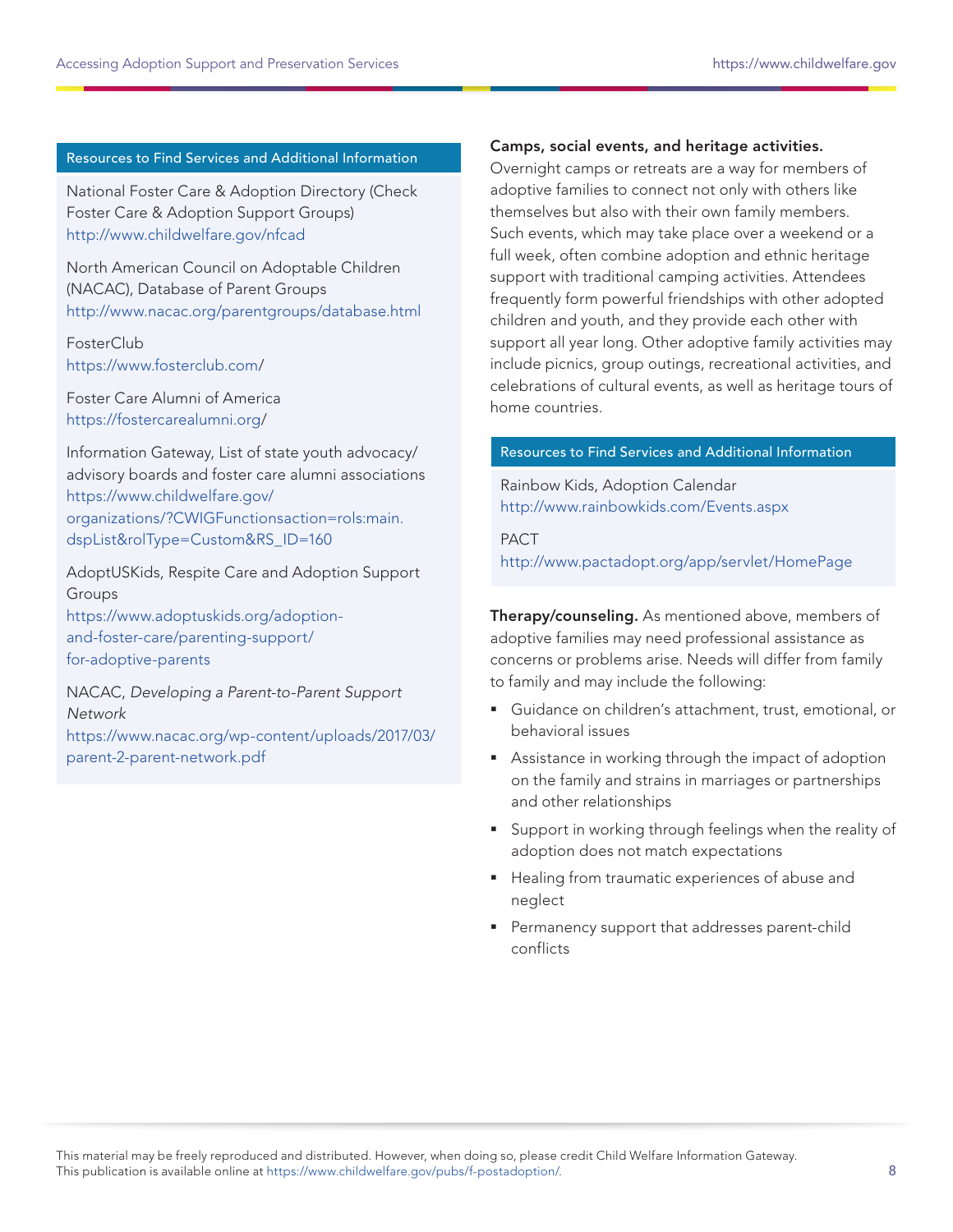### Resources to Find Services and Additional Information

National Foster Care & Adoption Directory (Check Foster Care & Adoption Support Groups)
http://www.childwelfare.gov/nfcad

North American Council on Adoptable Children (NACAC), Database of Parent Groups
http://www.nacac.org/parentgroups/database.html

FosterClub
https://www.fosterclub.com/

Foster Care Alumni of America
https://fostercarealumni.org/

Information Gateway, List of state youth advocacy/advisory boards and foster care alumni associations
https://www.childwelfare.gov/organizations/?CWIGFunctionsaction=rols:main.dspList&rolType=Custom&RS_ID=160

AdoptUSKids, Respite Care and Adoption Support Groups
https://www.adoptuskids.org/adoption-and-foster-care/parenting-support/for-adoptive-parents

NACAC, *Developing a Parent-to-Parent Support Network*
https://www.nacac.org/wp-content/uploads/2017/03/parent-2-parent-network.pdf

**Camps, social events, and heritage activities.** Overnight camps or retreats are a way for members of adoptive families to connect not only with others like themselves but also with their own family members. Such events, which may take place over a weekend or a full week, often combine adoption and ethnic heritage support with traditional camping activities. Attendees frequently form powerful friendships with other adopted children and youth, and they provide each other with support all year long. Other adoptive family activities may include picnics, group outings, recreational activities, and celebrations of cultural events, as well as heritage tours of home countries.

### Resources to Find Services and Additional Information

Rainbow Kids, Adoption Calendar
http://www.rainbowkids.com/Events.aspx

PACT
http://www.pactadopt.org/app/servlet/HomePage

**Therapy/counseling.** As mentioned above, members of adoptive families may need professional assistance as concerns or problems arise. Needs will differ from family to family and may include the following:

- Guidance on children's attachment, trust, emotional, or behavioral issues
- Assistance in working through the impact of adoption on the family and strains in marriages or partnerships and other relationships
- Support in working through feelings when the reality of adoption does not match expectations
- Healing from traumatic experiences of abuse and neglect
- Permanency support that addresses parent-child conflicts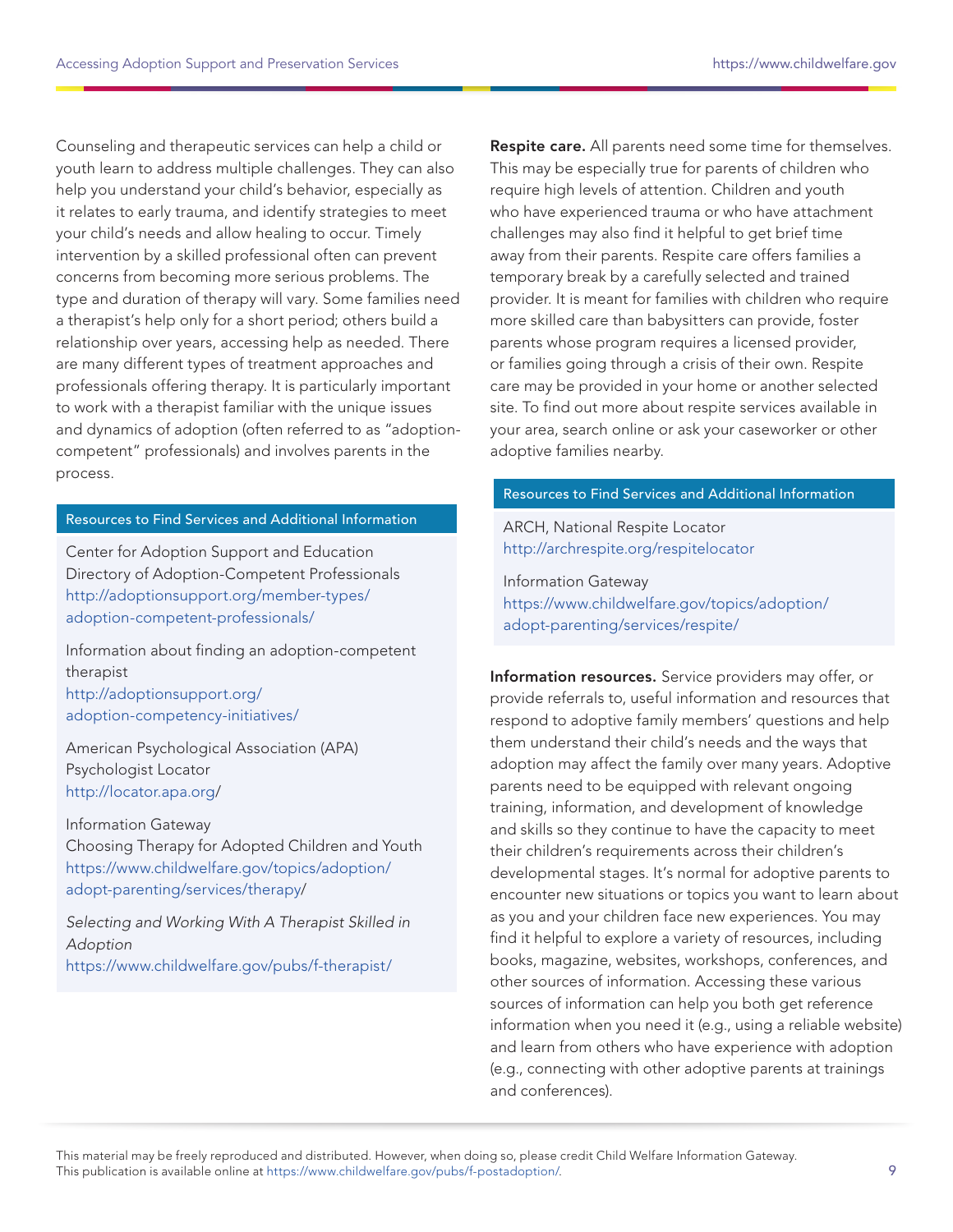Counseling and therapeutic services can help a child or youth learn to address multiple challenges. They can also help you understand your child's behavior, especially as it relates to early trauma, and identify strategies to meet your child's needs and allow healing to occur. Timely intervention by a skilled professional often can prevent concerns from becoming more serious problems. The type and duration of therapy will vary. Some families need a therapist's help only for a short period; others build a relationship over years, accessing help as needed. There are many different types of treatment approaches and professionals offering therapy. It is particularly important to work with a therapist familiar with the unique issues and dynamics of adoption (often referred to as "adoption-competent" professionals) and involves parents in the process.

**Resources to Find Services and Additional Information**

Center for Adoption Support and Education
Directory of Adoption-Competent Professionals
http://adoptionsupport.org/member-types/adoption-competent-professionals/

Information about finding an adoption-competent therapist
http://adoptionsupport.org/adoption-competency-initiatives/

American Psychological Association (APA)
Psychologist Locator
http://locator.apa.org/

Information Gateway
Choosing Therapy for Adopted Children and Youth
https://www.childwelfare.gov/topics/adoption/adopt-parenting/services/therapy/

*Selecting and Working With A Therapist Skilled in Adoption*
https://www.childwelfare.gov/pubs/f-therapist/

**Respite care.** All parents need some time for themselves. This may be especially true for parents of children who require high levels of attention. Children and youth who have experienced trauma or who have attachment challenges may also find it helpful to get brief time away from their parents. Respite care offers families a temporary break by a carefully selected and trained provider. It is meant for families with children who require more skilled care than babysitters can provide, foster parents whose program requires a licensed provider, or families going through a crisis of their own. Respite care may be provided in your home or another selected site. To find out more about respite services available in your area, search online or ask your caseworker or other adoptive families nearby.

**Resources to Find Services and Additional Information**

ARCH, National Respite Locator
http://archrespite.org/respitelocator

Information Gateway
https://www.childwelfare.gov/topics/adoption/adopt-parenting/services/respite/

**Information resources.** Service providers may offer, or provide referrals to, useful information and resources that respond to adoptive family members' questions and help them understand their child's needs and the ways that adoption may affect the family over many years. Adoptive parents need to be equipped with relevant ongoing training, information, and development of knowledge and skills so they continue to have the capacity to meet their children's requirements across their children's developmental stages. It's normal for adoptive parents to encounter new situations or topics you want to learn about as you and your children face new experiences. You may find it helpful to explore a variety of resources, including books, magazine, websites, workshops, conferences, and other sources of information. Accessing these various sources of information can help you both get reference information when you need it (e.g., using a reliable website) and learn from others who have experience with adoption (e.g., connecting with other adoptive parents at trainings and conferences).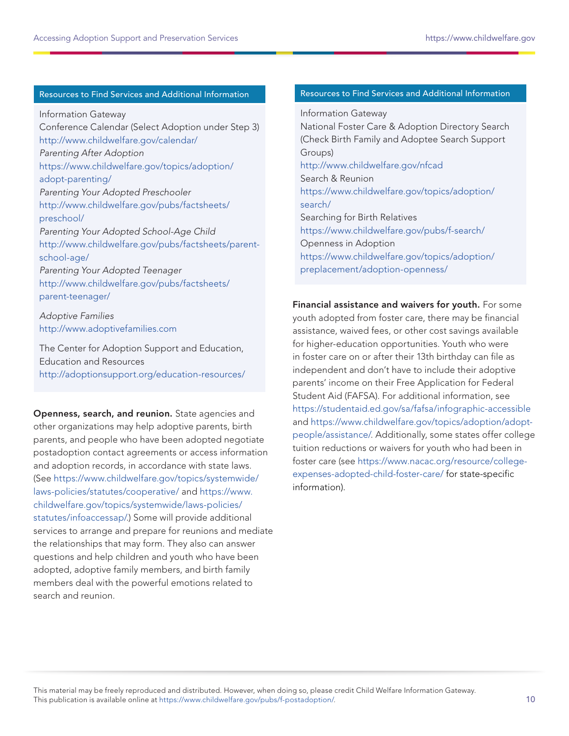**Resources to Find Services and Additional Information**

Information Gateway

Conference Calendar (Select Adoption under Step 3)
http://www.childwelfare.gov/calendar/

*Parenting After Adoption*
https://www.childwelfare.gov/topics/adoption/adopt-parenting/

*Parenting Your Adopted Preschooler*
http://www.childwelfare.gov/pubs/factsheets/preschool/

*Parenting Your Adopted School-Age Child*
http://www.childwelfare.gov/pubs/factsheets/parent-school-age/

*Parenting Your Adopted Teenager*
http://www.childwelfare.gov/pubs/factsheets/parent-teenager/

*Adoptive Families*
http://www.adoptivefamilies.com

The Center for Adoption Support and Education, Education and Resources
http://adoptionsupport.org/education-resources/

**Openness, search, and reunion.** State agencies and other organizations may help adoptive parents, birth parents, and people who have been adopted negotiate postadoption contact agreements or access information and adoption records, in accordance with state laws. (See https://www.childwelfare.gov/topics/systemwide/laws-policies/statutes/cooperative/ and https://www.childwelfare.gov/topics/systemwide/laws-policies/statutes/infoaccessap/.) Some will provide additional services to arrange and prepare for reunions and mediate the relationships that may form. They also can answer questions and help children and youth who have been adopted, adoptive family members, and birth family members deal with the powerful emotions related to search and reunion.

**Resources to Find Services and Additional Information**

Information Gateway

National Foster Care & Adoption Directory Search (Check Birth Family and Adoptee Search Support Groups)
http://www.childwelfare.gov/nfcad

Search & Reunion
https://www.childwelfare.gov/topics/adoption/search/

Searching for Birth Relatives
https://www.childwelfare.gov/pubs/f-search/

Openness in Adoption
https://www.childwelfare.gov/topics/adoption/preplacement/adoption-openness/

**Financial assistance and waivers for youth.** For some youth adopted from foster care, there may be financial assistance, waived fees, or other cost savings available for higher-education opportunities. Youth who were in foster care on or after their 13th birthday can file as independent and don't have to include their adoptive parents' income on their Free Application for Federal Student Aid (FAFSA). For additional information, see https://studentaid.ed.gov/sa/fafsa/infographic-accessible and https://www.childwelfare.gov/topics/adoption/adopt-people/assistance/. Additionally, some states offer college tuition reductions or waivers for youth who had been in foster care (see https://www.nacac.org/resource/college-expenses-adopted-child-foster-care/ for state-specific information).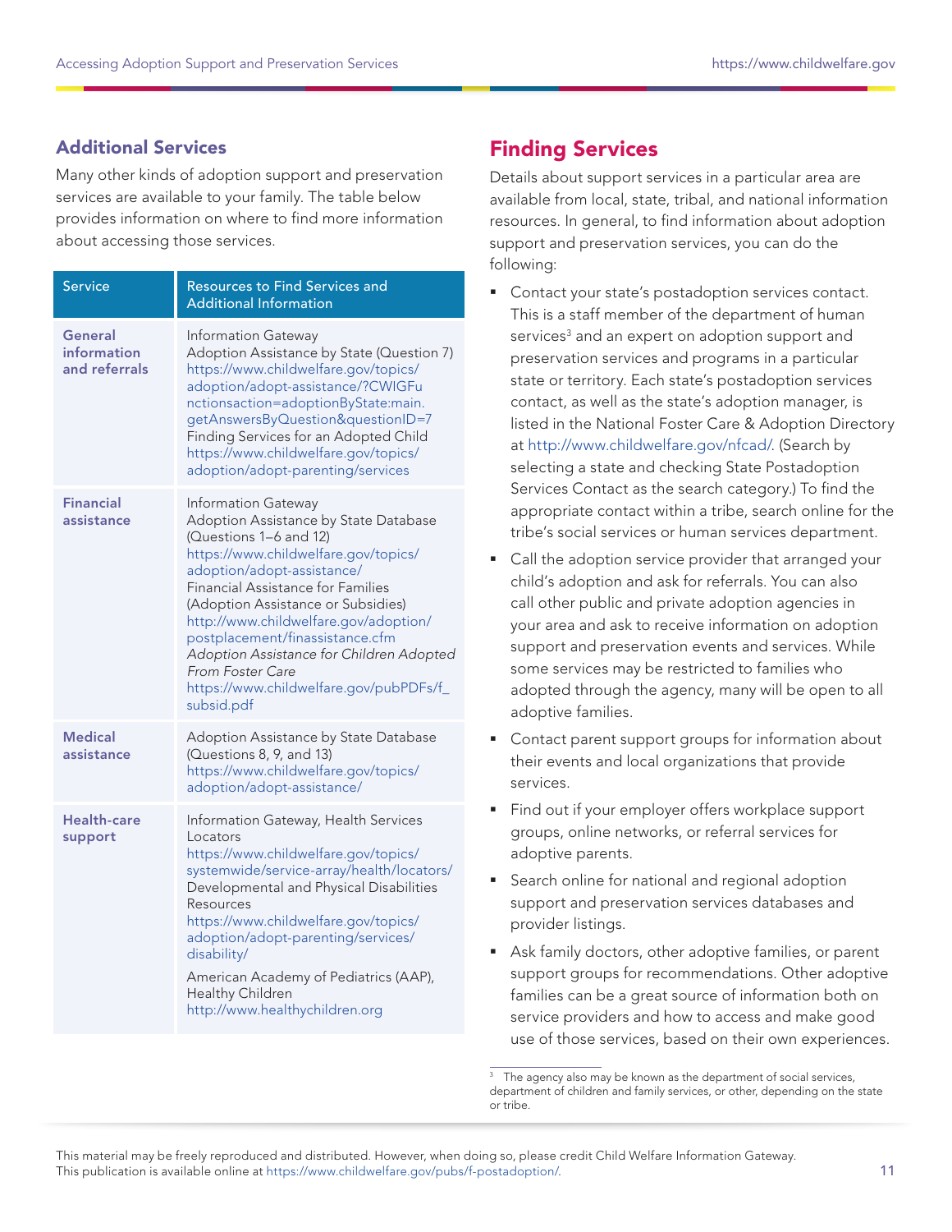### Additional Services

Many other kinds of adoption support and preservation services are available to your family. The table below provides information on where to find more information about accessing those services.

| Service | Resources to Find Services and Additional Information |
| --- | --- |
| **General information and referrals** | Information Gateway<br>Adoption Assistance by State (Question 7)<br>https://www.childwelfare.gov/topics/adoption/adopt-assistance/?CWIGFunctionsaction=adoptionByState:main.getAnswersByQuestion&questionID=7<br>Finding Services for an Adopted Child<br>https://www.childwelfare.gov/topics/adoption/adopt-parenting/services |
| **Financial assistance** | Information Gateway<br>Adoption Assistance by State Database (Questions 1–6 and 12)<br>https://www.childwelfare.gov/topics/adoption/adopt-assistance/<br>Financial Assistance for Families (Adoption Assistance or Subsidies)<br>http://www.childwelfare.gov/adoption/postplacement/finassistance.cfm<br>*Adoption Assistance for Children Adopted From Foster Care*<br>https://www.childwelfare.gov/pubPDFs/f_subsid.pdf |
| **Medical assistance** | Adoption Assistance by State Database (Questions 8, 9, and 13)<br>https://www.childwelfare.gov/topics/adoption/adopt-assistance/ |
| **Health-care support** | Information Gateway, Health Services Locators<br>https://www.childwelfare.gov/topics/systemwide/service-array/health/locators/<br>Developmental and Physical Disabilities Resources<br>https://www.childwelfare.gov/topics/adoption/adopt-parenting/services/disability/<br>American Academy of Pediatrics (AAP), Healthy Children<br>http://www.healthychildren.org |

## Finding Services

Details about support services in a particular area are available from local, state, tribal, and national information resources. In general, to find information about adoption support and preservation services, you can do the following:

- Contact your state's postadoption services contact. This is a staff member of the department of human services[3] and an expert on adoption support and preservation services and programs in a particular state or territory. Each state's postadoption services contact, as well as the state's adoption manager, is listed in the National Foster Care & Adoption Directory at http://www.childwelfare.gov/nfcad/. (Search by selecting a state and checking State Postadoption Services Contact as the search category.) To find the appropriate contact within a tribe, search online for the tribe's social services or human services department.
- Call the adoption service provider that arranged your child's adoption and ask for referrals. You can also call other public and private adoption agencies in your area and ask to receive information on adoption support and preservation events and services. While some services may be restricted to families who adopted through the agency, many will be open to all adoptive families.
- Contact parent support groups for information about their events and local organizations that provide services.
- Find out if your employer offers workplace support groups, online networks, or referral services for adoptive parents.
- Search online for national and regional adoption support and preservation services databases and provider listings.
- Ask family doctors, other adoptive families, or parent support groups for recommendations. Other adoptive families can be a great source of information both on service providers and how to access and make good use of those services, based on their own experiences.

[3] The agency also may be known as the department of social services, department of children and family services, or other, depending on the state or tribe.

This material may be freely reproduced and distributed. However, when doing so, please credit Child Welfare Information Gateway. This publication is available online at https://www.childwelfare.gov/pubs/f-postadoption/.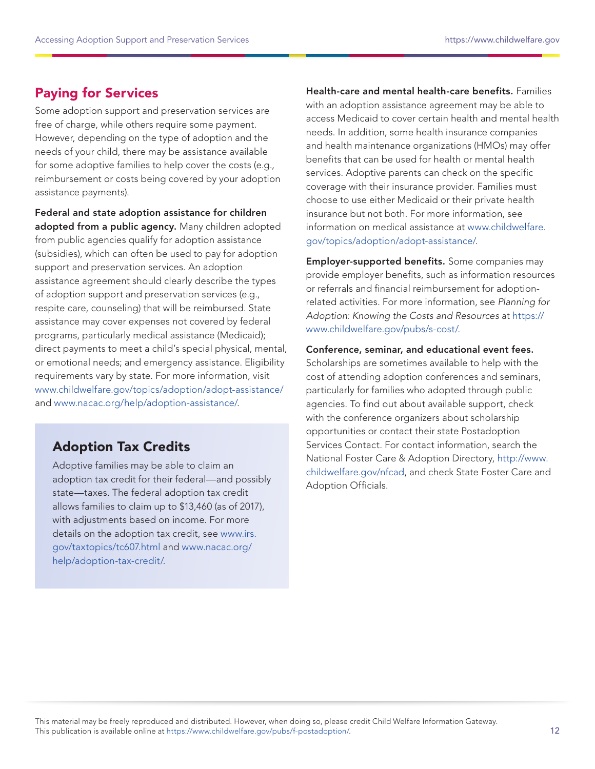## Paying for Services

Some adoption support and preservation services are free of charge, while others require some payment. However, depending on the type of adoption and the needs of your child, there may be assistance available for some adoptive families to help cover the costs (e.g., reimbursement or costs being covered by your adoption assistance payments).

**Federal and state adoption assistance for children adopted from a public agency.** Many children adopted from public agencies qualify for adoption assistance (subsidies), which can often be used to pay for adoption support and preservation services. An adoption assistance agreement should clearly describe the types of adoption support and preservation services (e.g., respite care, counseling) that will be reimbursed. State assistance may cover expenses not covered by federal programs, particularly medical assistance (Medicaid); direct payments to meet a child's special physical, mental, or emotional needs; and emergency assistance. Eligibility requirements vary by state. For more information, visit www.childwelfare.gov/topics/adoption/adopt-assistance/ and www.nacac.org/help/adoption-assistance/.

### Adoption Tax Credits

Adoptive families may be able to claim an adoption tax credit for their federal—and possibly state—taxes. The federal adoption tax credit allows families to claim up to $13,460 (as of 2017), with adjustments based on income. For more details on the adoption tax credit, see www.irs.gov/taxtopics/tc607.html and www.nacac.org/help/adoption-tax-credit/.

**Health-care and mental health-care benefits.** Families with an adoption assistance agreement may be able to access Medicaid to cover certain health and mental health needs. In addition, some health insurance companies and health maintenance organizations (HMOs) may offer benefits that can be used for health or mental health services. Adoptive parents can check on the specific coverage with their insurance provider. Families must choose to use either Medicaid or their private health insurance but not both. For more information, see information on medical assistance at www.childwelfare.gov/topics/adoption/adopt-assistance/.

**Employer-supported benefits.** Some companies may provide employer benefits, such as information resources or referrals and financial reimbursement for adoption-related activities. For more information, see *Planning for Adoption: Knowing the Costs and Resources* at https://www.childwelfare.gov/pubs/s-cost/.

**Conference, seminar, and educational event fees.** Scholarships are sometimes available to help with the cost of attending adoption conferences and seminars, particularly for families who adopted through public agencies. To find out about available support, check with the conference organizers about scholarship opportunities or contact their state Postadoption Services Contact. For contact information, search the National Foster Care & Adoption Directory, http://www.childwelfare.gov/nfcad, and check State Foster Care and Adoption Officials.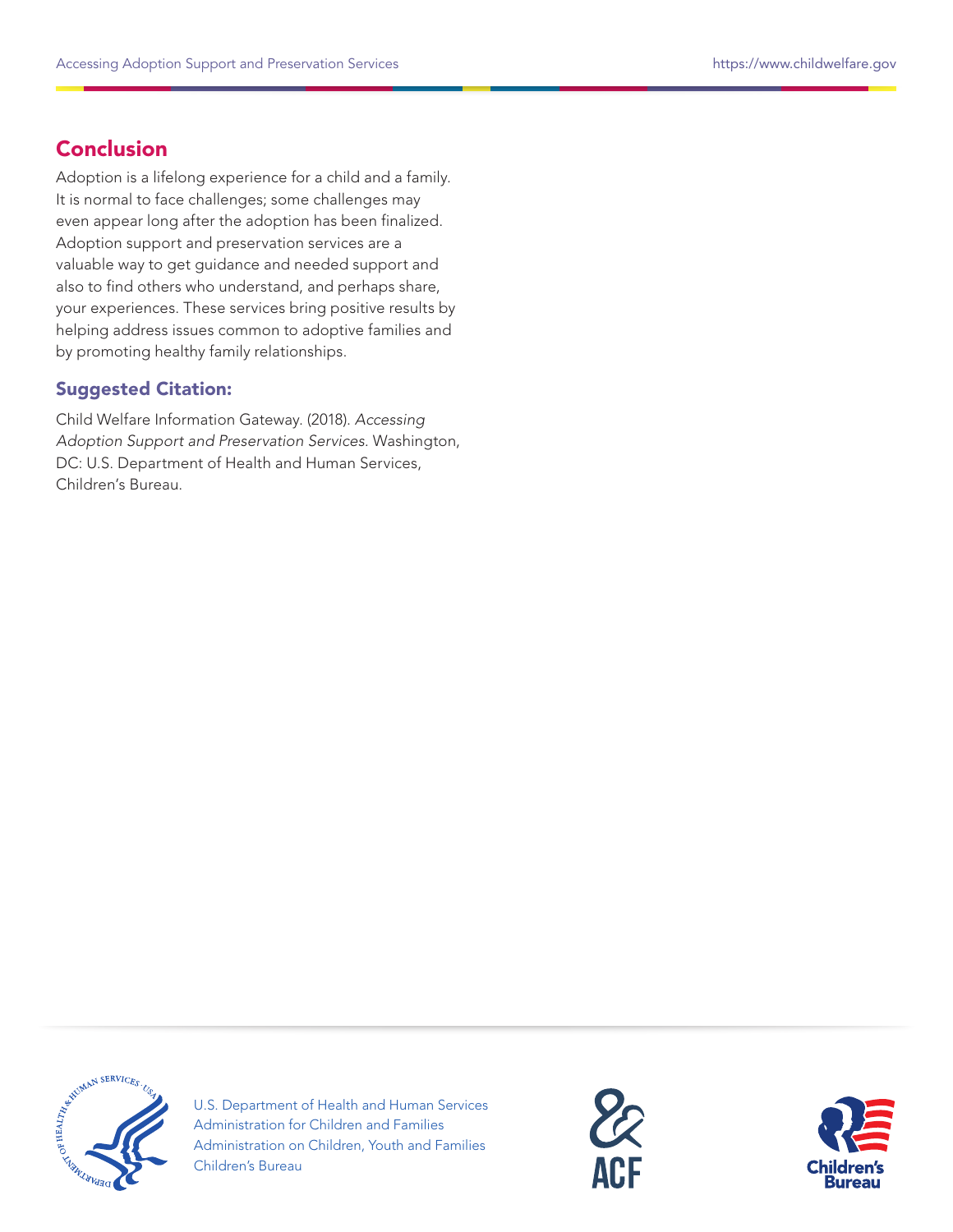## Conclusion

Adoption is a lifelong experience for a child and a family. It is normal to face challenges; some challenges may even appear long after the adoption has been finalized. Adoption support and preservation services are a valuable way to get guidance and needed support and also to find others who understand, and perhaps share, your experiences. These services bring positive results by helping address issues common to adoptive families and by promoting healthy family relationships.

### Suggested Citation:

Child Welfare Information Gateway. (2018). *Accessing Adoption Support and Preservation Services.* Washington, DC: U.S. Department of Health and Human Services, Children's Bureau.

U.S. Department of Health and Human Services
Administration for Children and Families
Administration on Children, Youth and Families
Children's Bureau